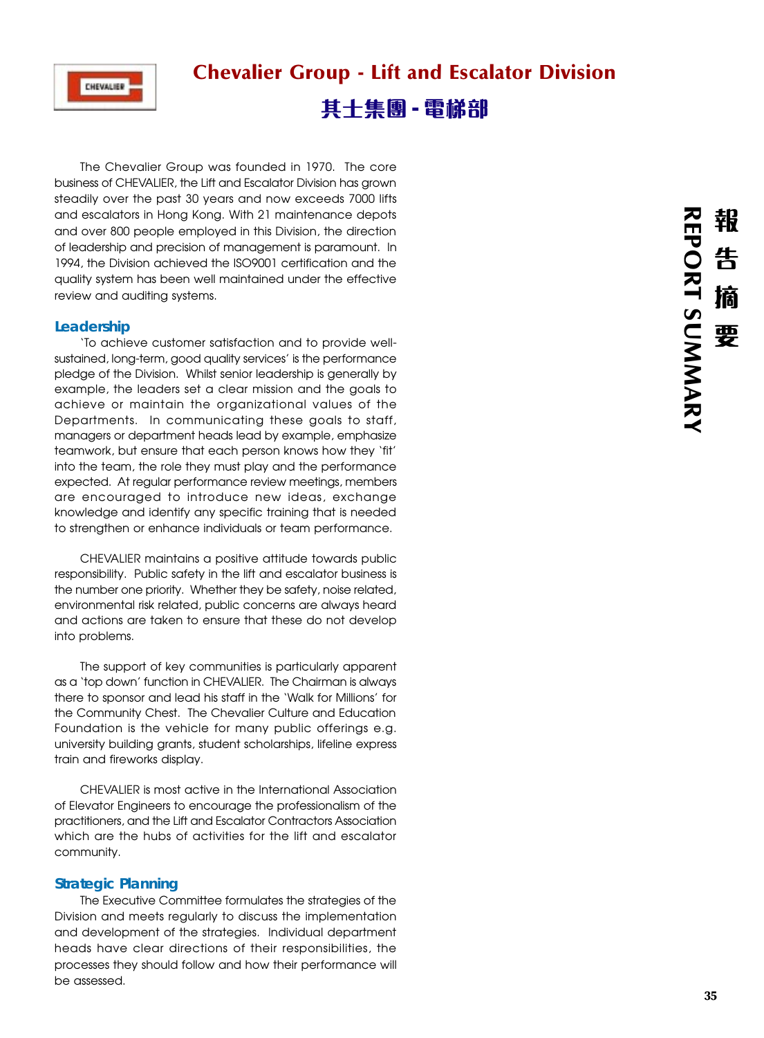# Chevalier Group - Lift and Escalator Division

# 其士集團 - 電梯部

The Chevalier Group was founded in 1970. The core business of CHEVALIER, the Lift and Escalator Division has grown steadily over the past 30 years and now exceeds 7000 lifts and escalators in Hong Kong. With 21 maintenance depots and over 800 people employed in this Division, the direction of leadership and precision of management is paramount. In 1994, the Division achieved the ISO9001 certification and the quality system has been well maintained under the effective review and auditing systems.

## Leadership

'To achieve customer satisfaction and to provide well-sustained, long-term, good quality services' is the performance pledge of the Division. Whilst senior leadership is generally by example, the leaders set a clear mission and the goals to achieve or maintain the organizational values of the Departments. In communicating these goals to staff, managers or department heads lead by example, emphasize teamwork, but ensure that each person knows how they 'fit' into the team, the role they must play and the performance expected. At regular performance review meetings, members are encouraged to introduce new ideas, exchange knowledge and identify any specific training that is needed to strengthen or enhance individuals or team performance.

CHEVALIER maintains a positive attitude towards public responsibility. Public safety in the lift and escalator business is the number one priority. Whether they be safety, noise related, environmental risk related, public concerns are always heard and actions are taken to ensure that these do not develop into problems.

The support of key communities is particularly apparent as a 'top down' function in CHEVALIER. The Chairman is always there to sponsor and lead his staff in the 'Walk for Millions' for the Community Chest. The Chevalier Culture and Education Foundation is the vehicle for many public offerings e.g. university building grants, student scholarships, lifeline express train and fireworks display.

CHEVALIER is most active in the International Association of Elevator Engineers to encourage the professionalism of the practitioners, and the Lift and Escalator Contractors Association which are the hubs of activities for the lift and escalator community.

## Strategic Planning

The Executive Committee formulates the strategies of the Division and meets regularly to discuss the implementation and development of the strategies. Individual department heads have clear directions of their responsibilities, the processes they should follow and how their performance will be assessed.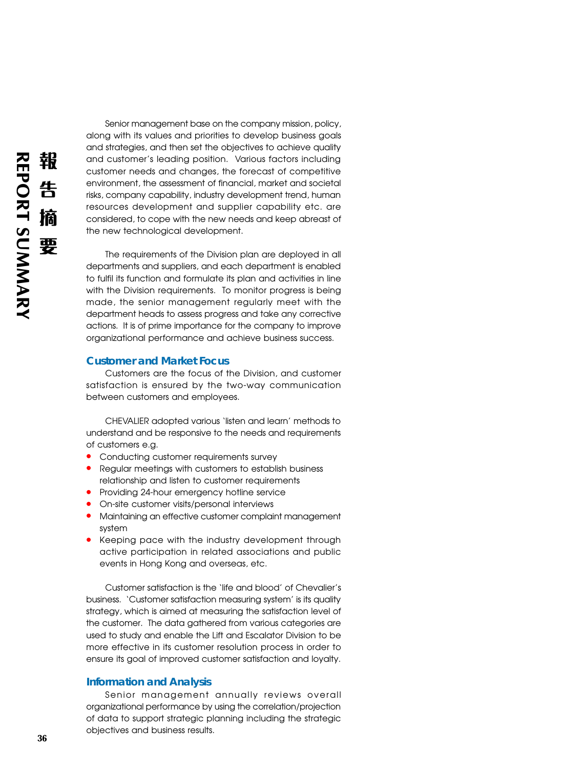Senior management base on the company mission, policy, along with its values and priorities to develop business goals and strategies, and then set the objectives to achieve quality and customer's leading position. Various factors including customer needs and changes, the forecast of competitive environment, the assessment of financial, market and societal risks, company capability, industry development trend, human resources development and supplier capability etc. are considered, to cope with the new needs and keep abreast of the new technological development.

The requirements of the Division plan are deployed in all departments and suppliers, and each department is enabled to fulfil its function and formulate its plan and activities in line with the Division requirements. To monitor progress is being made, the senior management regularly meet with the department heads to assess progress and take any corrective actions. It is of prime importance for the company to improve organizational performance and achieve business success.

## Customer and Market Focus

Customers are the focus of the Division, and customer satisfaction is ensured by the two-way communication between customers and employees.

CHEVALIER adopted various 'listen and learn' methods to understand and be responsive to the needs and requirements of customers e.g.

- Conducting customer requirements survey
- Regular meetings with customers to establish business relationship and listen to customer requirements
- Providing 24-hour emergency hotline service
- On-site customer visits/personal interviews
- Maintaining an effective customer complaint management system
- Keeping pace with the industry development through active participation in related associations and public events in Hong Kong and overseas, etc.

Customer satisfaction is the 'life and blood' of Chevalier's business. 'Customer satisfaction measuring system' is its quality strategy, which is aimed at measuring the satisfaction level of the customer. The data gathered from various categories are used to study and enable the Lift and Escalator Division to be more effective in its customer resolution process in order to ensure its goal of improved customer satisfaction and loyalty.

## Information and Analysis

Senior management annually reviews overall organizational performance by using the correlation/projection of data to support strategic planning including the strategic objectives and business results.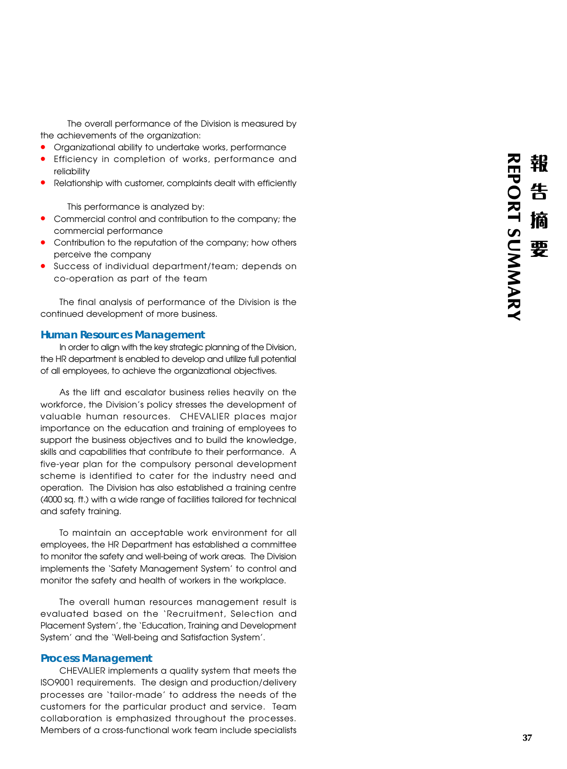The overall performance of the Division is measured by the achievements of the organization:

- Organizational ability to undertake works, performance
- Efficiency in completion of works, performance and reliability
- Relationship with customer, complaints dealt with efficiently

This performance is analyzed by:

- Commercial control and contribution to the company; the commercial performance
- Contribution to the reputation of the company; how others perceive the company
- Success of individual department/team; depends on co-operation as part of the team

The final analysis of performance of the Division is the continued development of more business.

## Human Resources Management

In order to align with the key strategic planning of the Division, the HR department is enabled to develop and utilize full potential of all employees, to achieve the organizational objectives.

As the lift and escalator business relies heavily on the workforce, the Division's policy stresses the development of valuable human resources. CHEVALIER places major importance on the education and training of employees to support the business objectives and to build the knowledge, skills and capabilities that contribute to their performance. A five-year plan for the compulsory personal development scheme is identified to cater for the industry need and operation. The Division has also established a training centre (4000 sq. ft.) with a wide range of facilities tailored for technical and safety training.

To maintain an acceptable work environment for all employees, the HR Department has established a committee to monitor the safety and well-being of work areas. The Division implements the 'Safety Management System' to control and monitor the safety and health of workers in the workplace.

The overall human resources management result is evaluated based on the 'Recruitment, Selection and Placement System', the 'Education, Training and Development System' and the 'Well-being and Satisfaction System'.

## Process Management

CHEVALIER implements a quality system that meets the ISO9001 requirements. The design and production/delivery processes are 'tailor-made' to address the needs of the customers for the particular product and service. Team collaboration is emphasized throughout the processes. Members of a cross-functional work team include specialists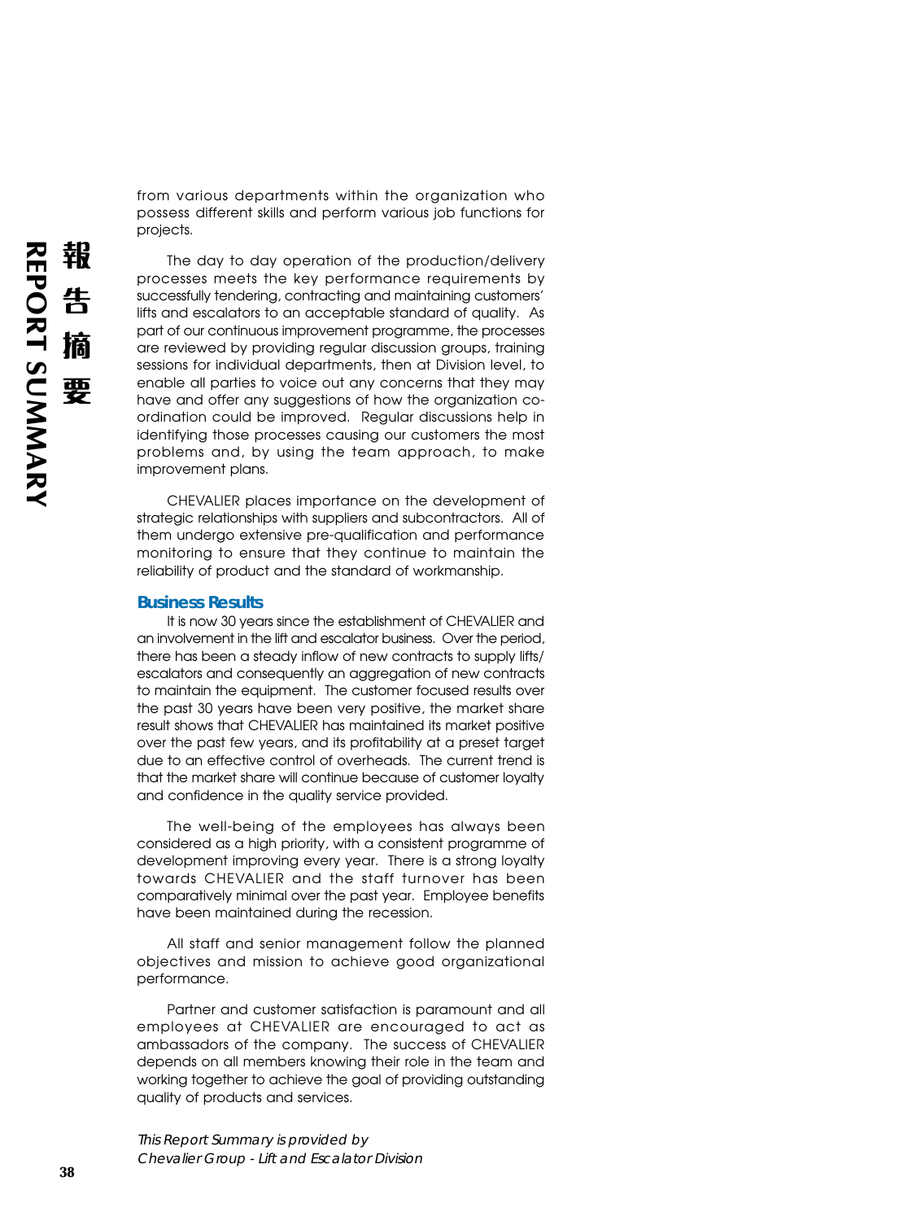from various departments within the organization who possess different skills and perform various job functions for projects.

The day to day operation of the production/delivery processes meets the key performance requirements by successfully tendering, contracting and maintaining customers' lifts and escalators to an acceptable standard of quality. As part of our continuous improvement programme, the processes are reviewed by providing regular discussion groups, training sessions for individual departments, then at Division level, to enable all parties to voice out any concerns that they may have and offer any suggestions of how the organization co-ordination could be improved. Regular discussions help in identifying those processes causing our customers the most problems and, by using the team approach, to make improvement plans.

CHEVALIER places importance on the development of strategic relationships with suppliers and subcontractors. All of them undergo extensive pre-qualification and performance monitoring to ensure that they continue to maintain the reliability of product and the standard of workmanship.

### Business Results

It is now 30 years since the establishment of CHEVALIER and an involvement in the lift and escalator business. Over the period, there has been a steady inflow of new contracts to supply lifts/escalators and consequently an aggregation of new contracts to maintain the equipment. The customer focused results over the past 30 years have been very positive, the market share result shows that CHEVALIER has maintained its market positive over the past few years, and its profitability at a preset target due to an effective control of overheads. The current trend is that the market share will continue because of customer loyalty and confidence in the quality service provided.

The well-being of the employees has always been considered as a high priority, with a consistent programme of development improving every year. There is a strong loyalty towards CHEVALIER and the staff turnover has been comparatively minimal over the past year. Employee benefits have been maintained during the recession.

All staff and senior management follow the planned objectives and mission to achieve good organizational performance.

Partner and customer satisfaction is paramount and all employees at CHEVALIER are encouraged to act as ambassadors of the company. The success of CHEVALIER depends on all members knowing their role in the team and working together to achieve the goal of providing outstanding quality of products and services.

*This Report Summary is provided by*
*Chevalier Group - Lift and Escalator Division*